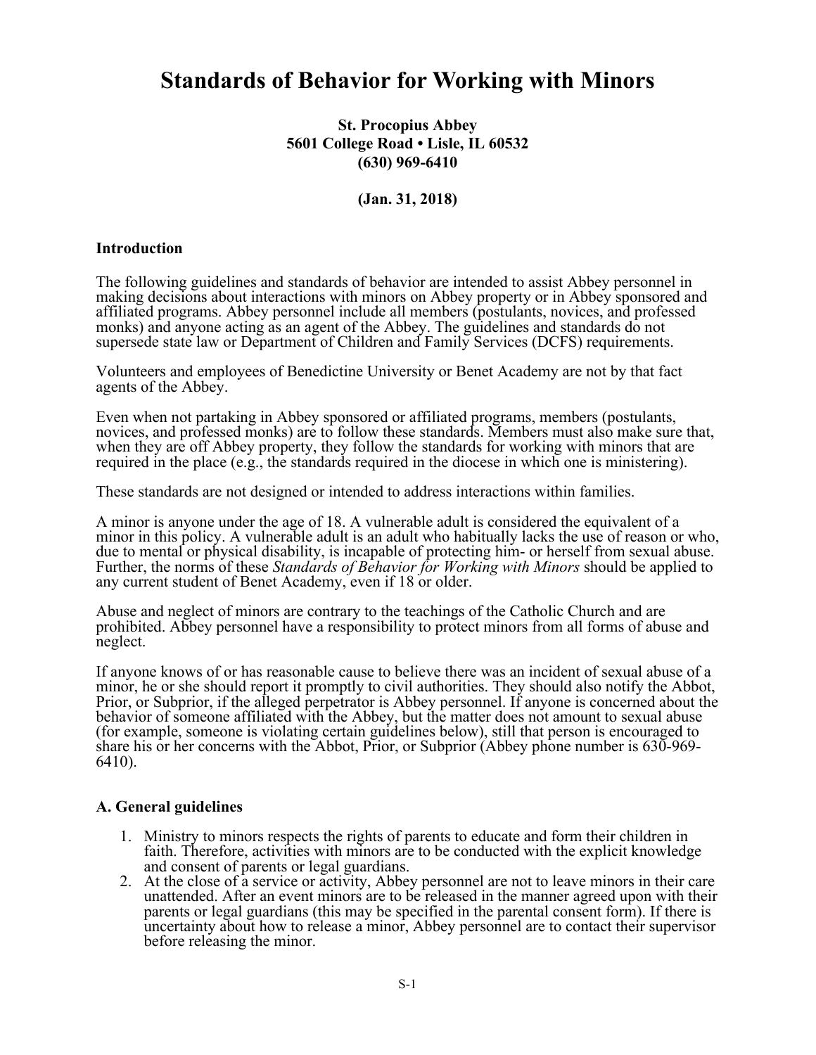# Standards of Behavior for Working with Minors

**St. Procopius Abbey**
**5601 College Road • Lisle, IL 60532**
**(630) 969-6410**

**(Jan. 31, 2018)**

## Introduction

The following guidelines and standards of behavior are intended to assist Abbey personnel in making decisions about interactions with minors on Abbey property or in Abbey sponsored and affiliated programs. Abbey personnel include all members (postulants, novices, and professed monks) and anyone acting as an agent of the Abbey. The guidelines and standards do not supersede state law or Department of Children and Family Services (DCFS) requirements.

Volunteers and employees of Benedictine University or Benet Academy are not by that fact agents of the Abbey.

Even when not partaking in Abbey sponsored or affiliated programs, members (postulants, novices, and professed monks) are to follow these standards. Members must also make sure that, when they are off Abbey property, they follow the standards for working with minors that are required in the place (e.g., the standards required in the diocese in which one is ministering).

These standards are not designed or intended to address interactions within families.

A minor is anyone under the age of 18. A vulnerable adult is considered the equivalent of a minor in this policy. A vulnerable adult is an adult who habitually lacks the use of reason or who, due to mental or physical disability, is incapable of protecting him- or herself from sexual abuse. Further, the norms of these *Standards of Behavior for Working with Minors* should be applied to any current student of Benet Academy, even if 18 or older.

Abuse and neglect of minors are contrary to the teachings of the Catholic Church and are prohibited. Abbey personnel have a responsibility to protect minors from all forms of abuse and neglect.

If anyone knows of or has reasonable cause to believe there was an incident of sexual abuse of a minor, he or she should report it promptly to civil authorities. They should also notify the Abbot, Prior, or Subprior, if the alleged perpetrator is Abbey personnel. If anyone is concerned about the behavior of someone affiliated with the Abbey, but the matter does not amount to sexual abuse (for example, someone is violating certain guidelines below), still that person is encouraged to share his or her concerns with the Abbot, Prior, or Subprior (Abbey phone number is 630-969-6410).

## A. General guidelines

1. Ministry to minors respects the rights of parents to educate and form their children in faith. Therefore, activities with minors are to be conducted with the explicit knowledge and consent of parents or legal guardians.
2. At the close of a service or activity, Abbey personnel are not to leave minors in their care unattended. After an event minors are to be released in the manner agreed upon with their parents or legal guardians (this may be specified in the parental consent form). If there is uncertainty about how to release a minor, Abbey personnel are to contact their supervisor before releasing the minor.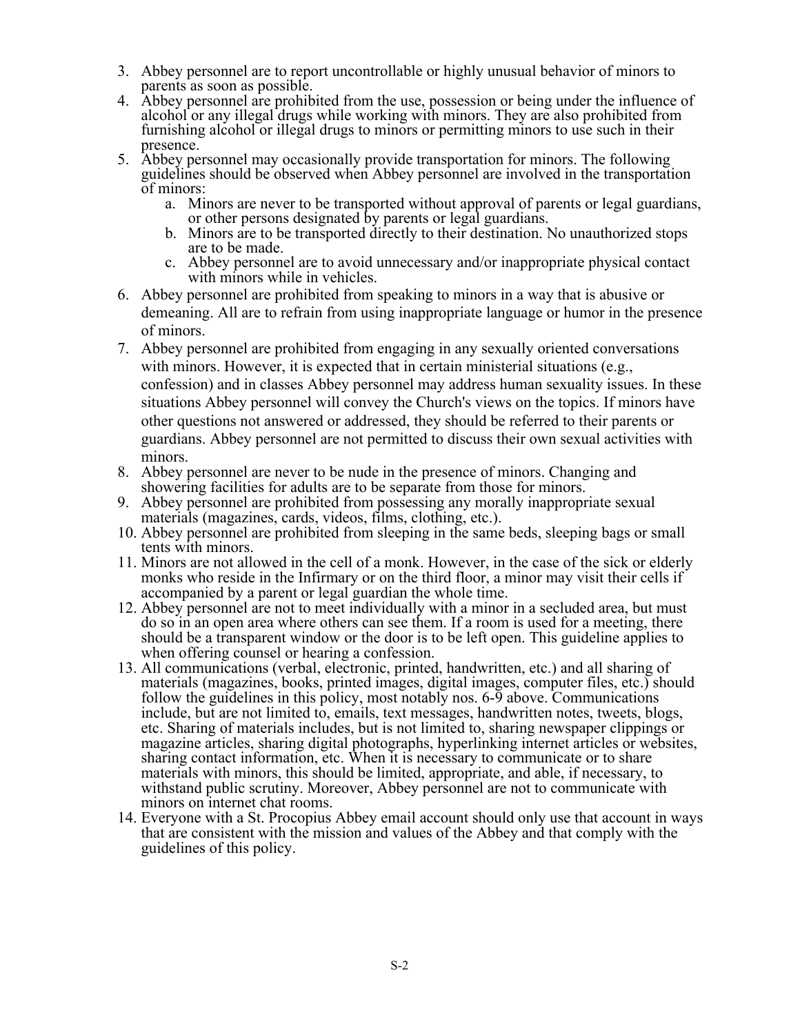3. Abbey personnel are to report uncontrollable or highly unusual behavior of minors to parents as soon as possible.
4. Abbey personnel are prohibited from the use, possession or being under the influence of alcohol or any illegal drugs while working with minors. They are also prohibited from furnishing alcohol or illegal drugs to minors or permitting minors to use such in their presence.
5. Abbey personnel may occasionally provide transportation for minors. The following guidelines should be observed when Abbey personnel are involved in the transportation of minors:
   a. Minors are never to be transported without approval of parents or legal guardians, or other persons designated by parents or legal guardians.
   b. Minors are to be transported directly to their destination. No unauthorized stops are to be made.
   c. Abbey personnel are to avoid unnecessary and/or inappropriate physical contact with minors while in vehicles.
6. Abbey personnel are prohibited from speaking to minors in a way that is abusive or demeaning. All are to refrain from using inappropriate language or humor in the presence of minors.
7. Abbey personnel are prohibited from engaging in any sexually oriented conversations with minors. However, it is expected that in certain ministerial situations (e.g., confession) and in classes Abbey personnel may address human sexuality issues. In these situations Abbey personnel will convey the Church's views on the topics. If minors have other questions not answered or addressed, they should be referred to their parents or guardians. Abbey personnel are not permitted to discuss their own sexual activities with minors.
8. Abbey personnel are never to be nude in the presence of minors. Changing and showering facilities for adults are to be separate from those for minors.
9. Abbey personnel are prohibited from possessing any morally inappropriate sexual materials (magazines, cards, videos, films, clothing, etc.).
10. Abbey personnel are prohibited from sleeping in the same beds, sleeping bags or small tents with minors.
11. Minors are not allowed in the cell of a monk. However, in the case of the sick or elderly monks who reside in the Infirmary or on the third floor, a minor may visit their cells if accompanied by a parent or legal guardian the whole time.
12. Abbey personnel are not to meet individually with a minor in a secluded area, but must do so in an open area where others can see them. If a room is used for a meeting, there should be a transparent window or the door is to be left open. This guideline applies to when offering counsel or hearing a confession.
13. All communications (verbal, electronic, printed, handwritten, etc.) and all sharing of materials (magazines, books, printed images, digital images, computer files, etc.) should follow the guidelines in this policy, most notably nos. 6-9 above. Communications include, but are not limited to, emails, text messages, handwritten notes, tweets, blogs, etc. Sharing of materials includes, but is not limited to, sharing newspaper clippings or magazine articles, sharing digital photographs, hyperlinking internet articles or websites, sharing contact information, etc. When it is necessary to communicate or to share materials with minors, this should be limited, appropriate, and able, if necessary, to withstand public scrutiny. Moreover, Abbey personnel are not to communicate with minors on internet chat rooms.
14. Everyone with a St. Procopius Abbey email account should only use that account in ways that are consistent with the mission and values of the Abbey and that comply with the guidelines of this policy.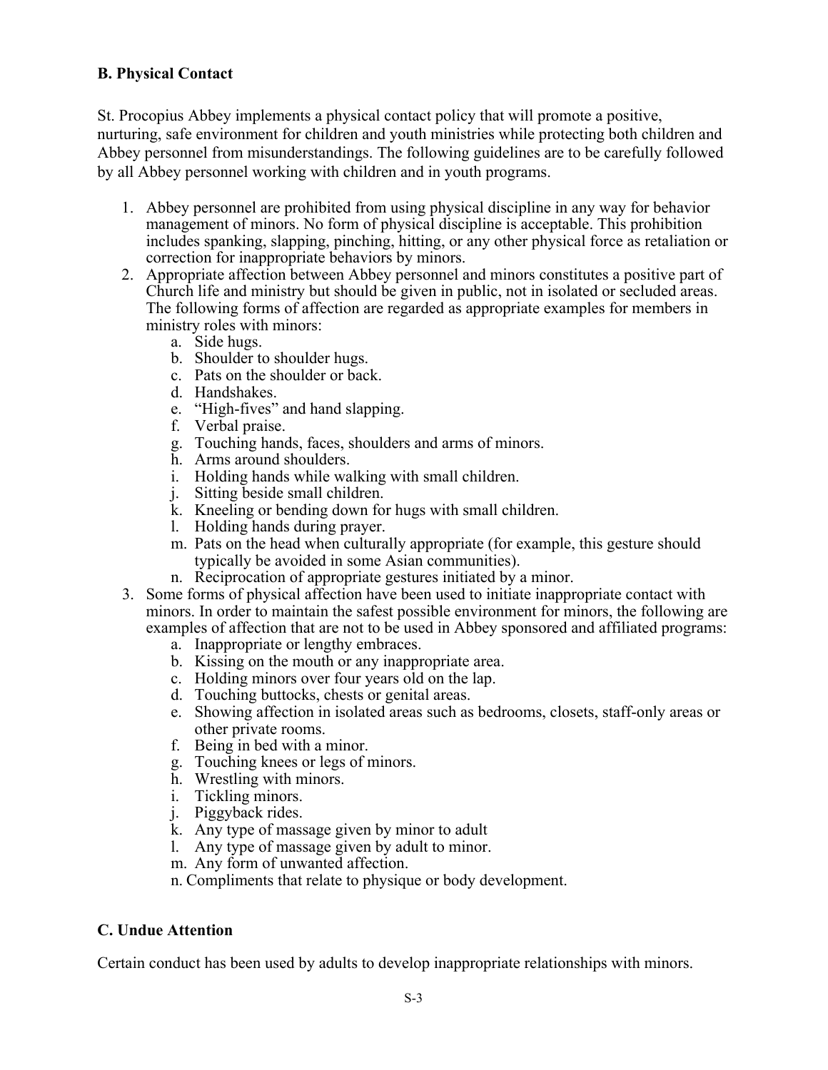### B. Physical Contact

St. Procopius Abbey implements a physical contact policy that will promote a positive, nurturing, safe environment for children and youth ministries while protecting both children and Abbey personnel from misunderstandings. The following guidelines are to be carefully followed by all Abbey personnel working with children and in youth programs.

1. Abbey personnel are prohibited from using physical discipline in any way for behavior management of minors. No form of physical discipline is acceptable. This prohibition includes spanking, slapping, pinching, hitting, or any other physical force as retaliation or correction for inappropriate behaviors by minors.
2. Appropriate affection between Abbey personnel and minors constitutes a positive part of Church life and ministry but should be given in public, not in isolated or secluded areas. The following forms of affection are regarded as appropriate examples for members in ministry roles with minors:
   a. Side hugs.
   b. Shoulder to shoulder hugs.
   c. Pats on the shoulder or back.
   d. Handshakes.
   e. "High-fives" and hand slapping.
   f. Verbal praise.
   g. Touching hands, faces, shoulders and arms of minors.
   h. Arms around shoulders.
   i. Holding hands while walking with small children.
   j. Sitting beside small children.
   k. Kneeling or bending down for hugs with small children.
   l. Holding hands during prayer.
   m. Pats on the head when culturally appropriate (for example, this gesture should typically be avoided in some Asian communities).
   n. Reciprocation of appropriate gestures initiated by a minor.
3. Some forms of physical affection have been used to initiate inappropriate contact with minors. In order to maintain the safest possible environment for minors, the following are examples of affection that are not to be used in Abbey sponsored and affiliated programs:
   a. Inappropriate or lengthy embraces.
   b. Kissing on the mouth or any inappropriate area.
   c. Holding minors over four years old on the lap.
   d. Touching buttocks, chests or genital areas.
   e. Showing affection in isolated areas such as bedrooms, closets, staff-only areas or other private rooms.
   f. Being in bed with a minor.
   g. Touching knees or legs of minors.
   h. Wrestling with minors.
   i. Tickling minors.
   j. Piggyback rides.
   k. Any type of massage given by minor to adult
   l. Any type of massage given by adult to minor.
   m. Any form of unwanted affection.
   n. Compliments that relate to physique or body development.

### C. Undue Attention

Certain conduct has been used by adults to develop inappropriate relationships with minors.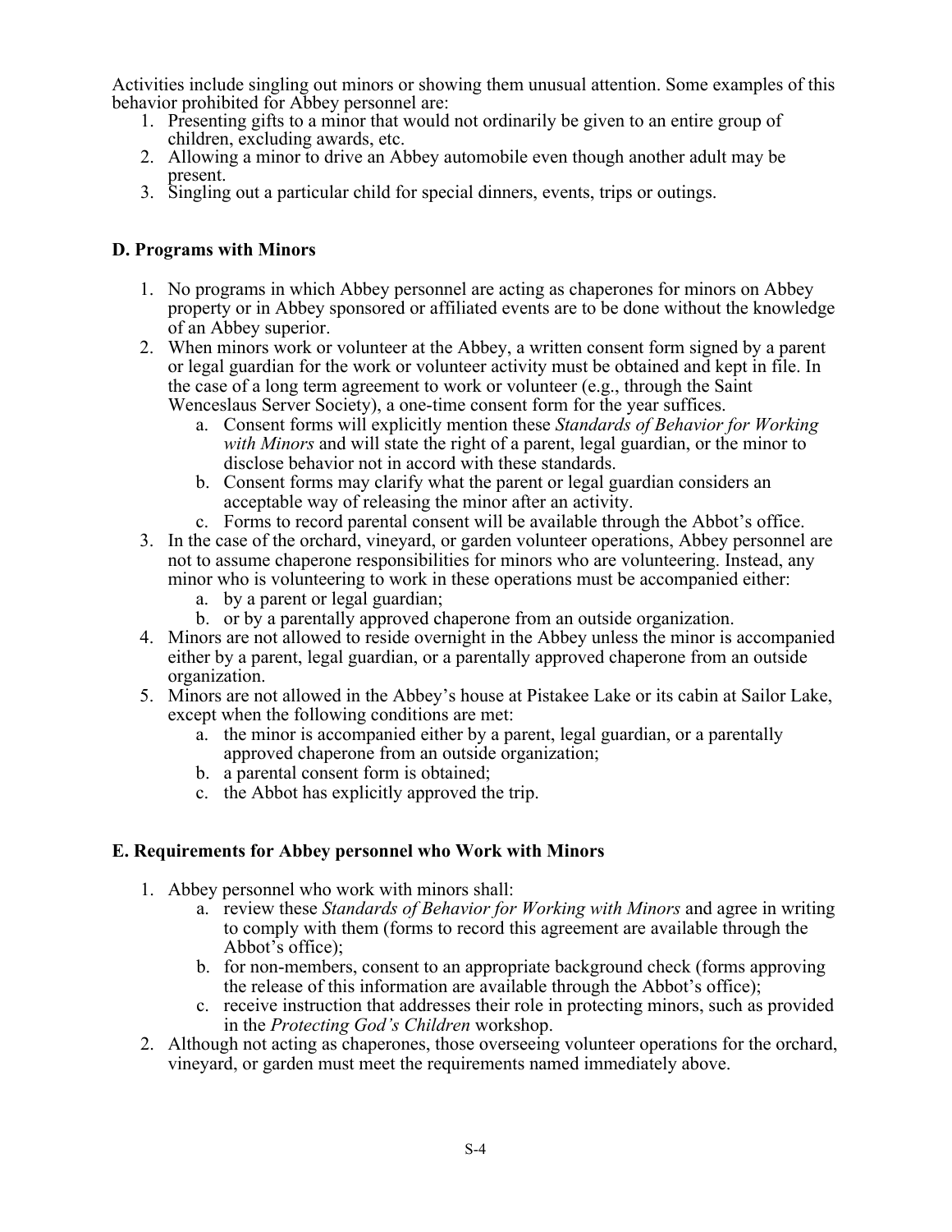Activities include singling out minors or showing them unusual attention. Some examples of this behavior prohibited for Abbey personnel are:

1. Presenting gifts to a minor that would not ordinarily be given to an entire group of children, excluding awards, etc.
2. Allowing a minor to drive an Abbey automobile even though another adult may be present.
3. Singling out a particular child for special dinners, events, trips or outings.

### D. Programs with Minors

1. No programs in which Abbey personnel are acting as chaperones for minors on Abbey property or in Abbey sponsored or affiliated events are to be done without the knowledge of an Abbey superior.
2. When minors work or volunteer at the Abbey, a written consent form signed by a parent or legal guardian for the work or volunteer activity must be obtained and kept in file. In the case of a long term agreement to work or volunteer (e.g., through the Saint Wenceslaus Server Society), a one-time consent form for the year suffices.
   a. Consent forms will explicitly mention these *Standards of Behavior for Working with Minors* and will state the right of a parent, legal guardian, or the minor to disclose behavior not in accord with these standards.
   b. Consent forms may clarify what the parent or legal guardian considers an acceptable way of releasing the minor after an activity.
   c. Forms to record parental consent will be available through the Abbot's office.
3. In the case of the orchard, vineyard, or garden volunteer operations, Abbey personnel are not to assume chaperone responsibilities for minors who are volunteering. Instead, any minor who is volunteering to work in these operations must be accompanied either:
   a. by a parent or legal guardian;
   b. or by a parentally approved chaperone from an outside organization.
4. Minors are not allowed to reside overnight in the Abbey unless the minor is accompanied either by a parent, legal guardian, or a parentally approved chaperone from an outside organization.
5. Minors are not allowed in the Abbey's house at Pistakee Lake or its cabin at Sailor Lake, except when the following conditions are met:
   a. the minor is accompanied either by a parent, legal guardian, or a parentally approved chaperone from an outside organization;
   b. a parental consent form is obtained;
   c. the Abbot has explicitly approved the trip.

### E. Requirements for Abbey personnel who Work with Minors

1. Abbey personnel who work with minors shall:
   a. review these *Standards of Behavior for Working with Minors* and agree in writing to comply with them (forms to record this agreement are available through the Abbot's office);
   b. for non-members, consent to an appropriate background check (forms approving the release of this information are available through the Abbot's office);
   c. receive instruction that addresses their role in protecting minors, such as provided in the *Protecting God's Children* workshop.
2. Although not acting as chaperones, those overseeing volunteer operations for the orchard, vineyard, or garden must meet the requirements named immediately above.